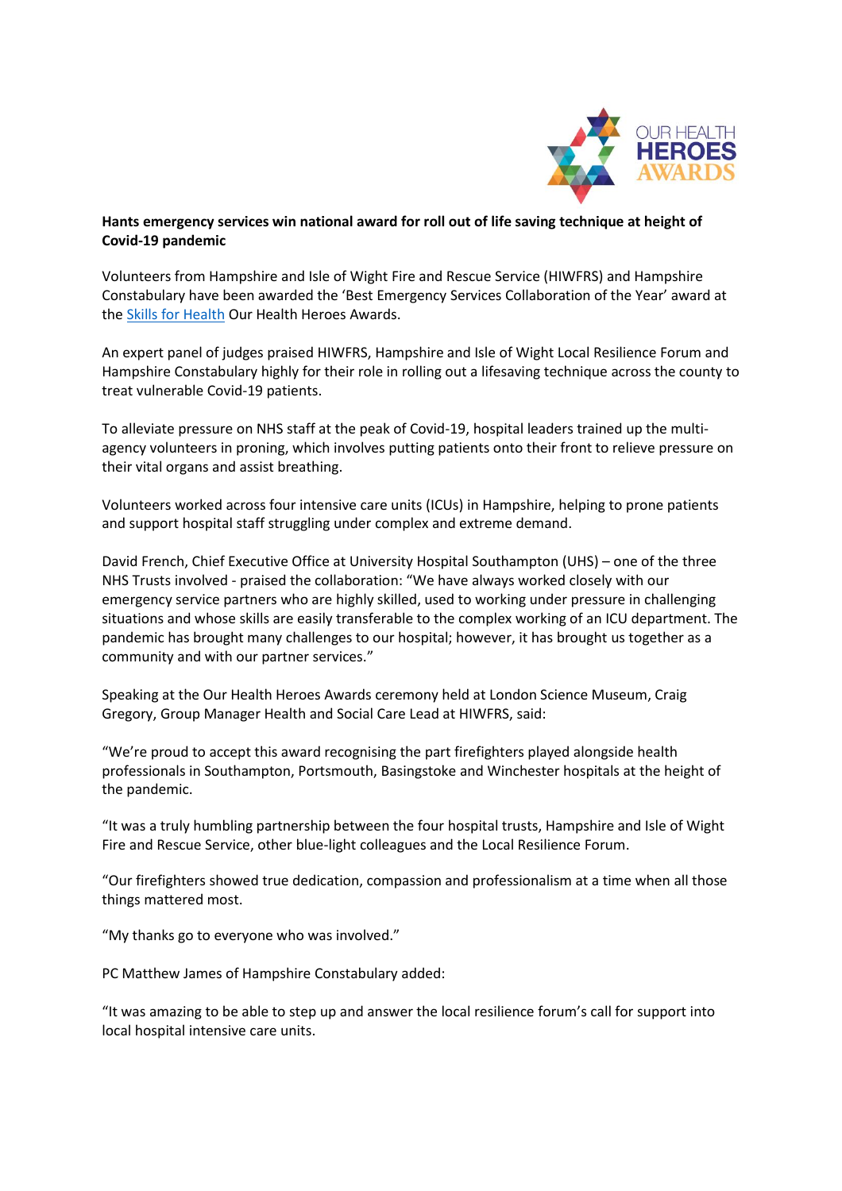**Hants emergency services win national award for roll out of life saving technique at height of Covid-19 pandemic**

Volunteers from Hampshire and Isle of Wight Fire and Rescue Service (HIWFRS) and Hampshire Constabulary have been awarded the 'Best Emergency Services Collaboration of the Year' award at the Skills for Health Our Health Heroes Awards.

An expert panel of judges praised HIWFRS, Hampshire and Isle of Wight Local Resilience Forum and Hampshire Constabulary highly for their role in rolling out a lifesaving technique across the county to treat vulnerable Covid-19 patients.

To alleviate pressure on NHS staff at the peak of Covid-19, hospital leaders trained up the multi-agency volunteers in proning, which involves putting patients onto their front to relieve pressure on their vital organs and assist breathing.

Volunteers worked across four intensive care units (ICUs) in Hampshire, helping to prone patients and support hospital staff struggling under complex and extreme demand.

David French, Chief Executive Office at University Hospital Southampton (UHS) – one of the three NHS Trusts involved - praised the collaboration: "We have always worked closely with our emergency service partners who are highly skilled, used to working under pressure in challenging situations and whose skills are easily transferable to the complex working of an ICU department. The pandemic has brought many challenges to our hospital; however, it has brought us together as a community and with our partner services."

Speaking at the Our Health Heroes Awards ceremony held at London Science Museum, Craig Gregory, Group Manager Health and Social Care Lead at HIWFRS, said:

"We're proud to accept this award recognising the part firefighters played alongside health professionals in Southampton, Portsmouth, Basingstoke and Winchester hospitals at the height of the pandemic.

"It was a truly humbling partnership between the four hospital trusts, Hampshire and Isle of Wight Fire and Rescue Service, other blue-light colleagues and the Local Resilience Forum.

"Our firefighters showed true dedication, compassion and professionalism at a time when all those things mattered most.

"My thanks go to everyone who was involved."

PC Matthew James of Hampshire Constabulary added:

"It was amazing to be able to step up and answer the local resilience forum's call for support into local hospital intensive care units.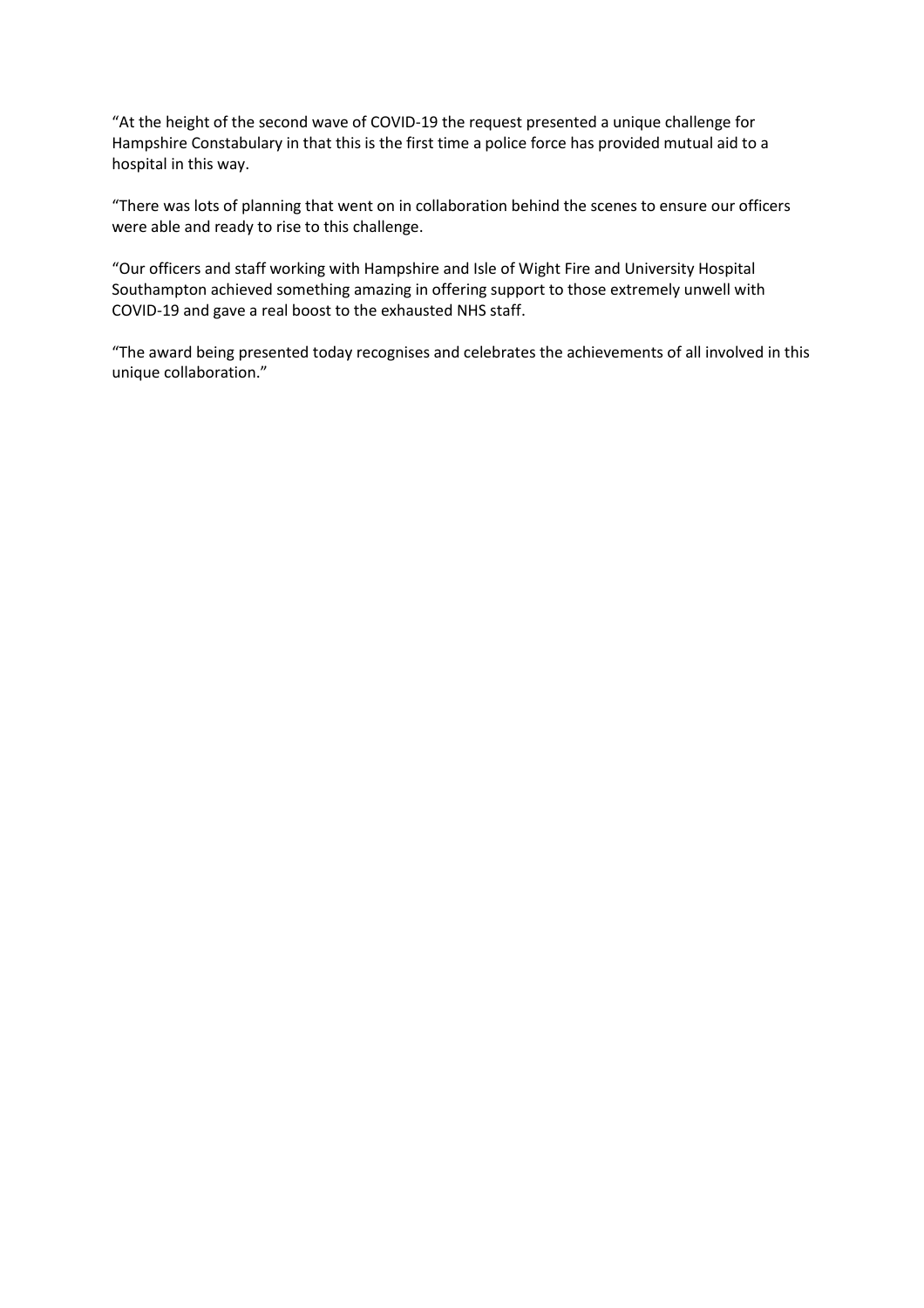"At the height of the second wave of COVID-19 the request presented a unique challenge for Hampshire Constabulary in that this is the first time a police force has provided mutual aid to a hospital in this way.

"There was lots of planning that went on in collaboration behind the scenes to ensure our officers were able and ready to rise to this challenge.

"Our officers and staff working with Hampshire and Isle of Wight Fire and University Hospital Southampton achieved something amazing in offering support to those extremely unwell with COVID-19 and gave a real boost to the exhausted NHS staff.

"The award being presented today recognises and celebrates the achievements of all involved in this unique collaboration."